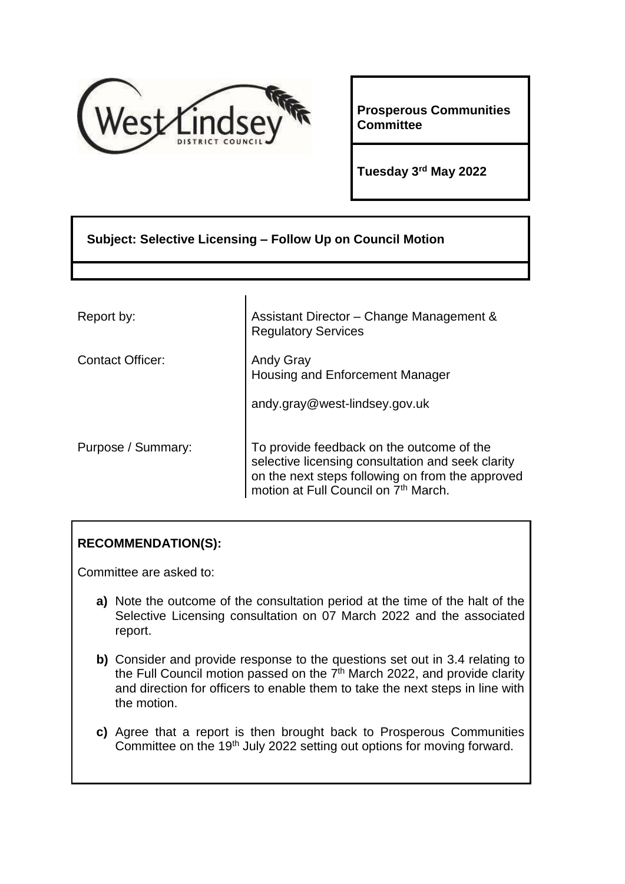**Prosperous Communities Committee**

**Tuesday 3rd May 2022**

**Subject: Selective Licensing – Follow Up on Council Motion**

| | |
|---|---|
| Report by: | Assistant Director – Change Management & Regulatory Services |
| Contact Officer: | Andy Gray<br>Housing and Enforcement Manager<br><br>andy.gray@west-lindsey.gov.uk |
| Purpose / Summary: | To provide feedback on the outcome of the selective licensing consultation and seek clarity on the next steps following on from the approved motion at Full Council on 7th March. |

**RECOMMENDATION(S):**

Committee are asked to:

**a)** Note the outcome of the consultation period at the time of the halt of the Selective Licensing consultation on 07 March 2022 and the associated report.

**b)** Consider and provide response to the questions set out in 3.4 relating to the Full Council motion passed on the 7th March 2022, and provide clarity and direction for officers to enable them to take the next steps in line with the motion.

**c)** Agree that a report is then brought back to Prosperous Communities Committee on the 19th July 2022 setting out options for moving forward.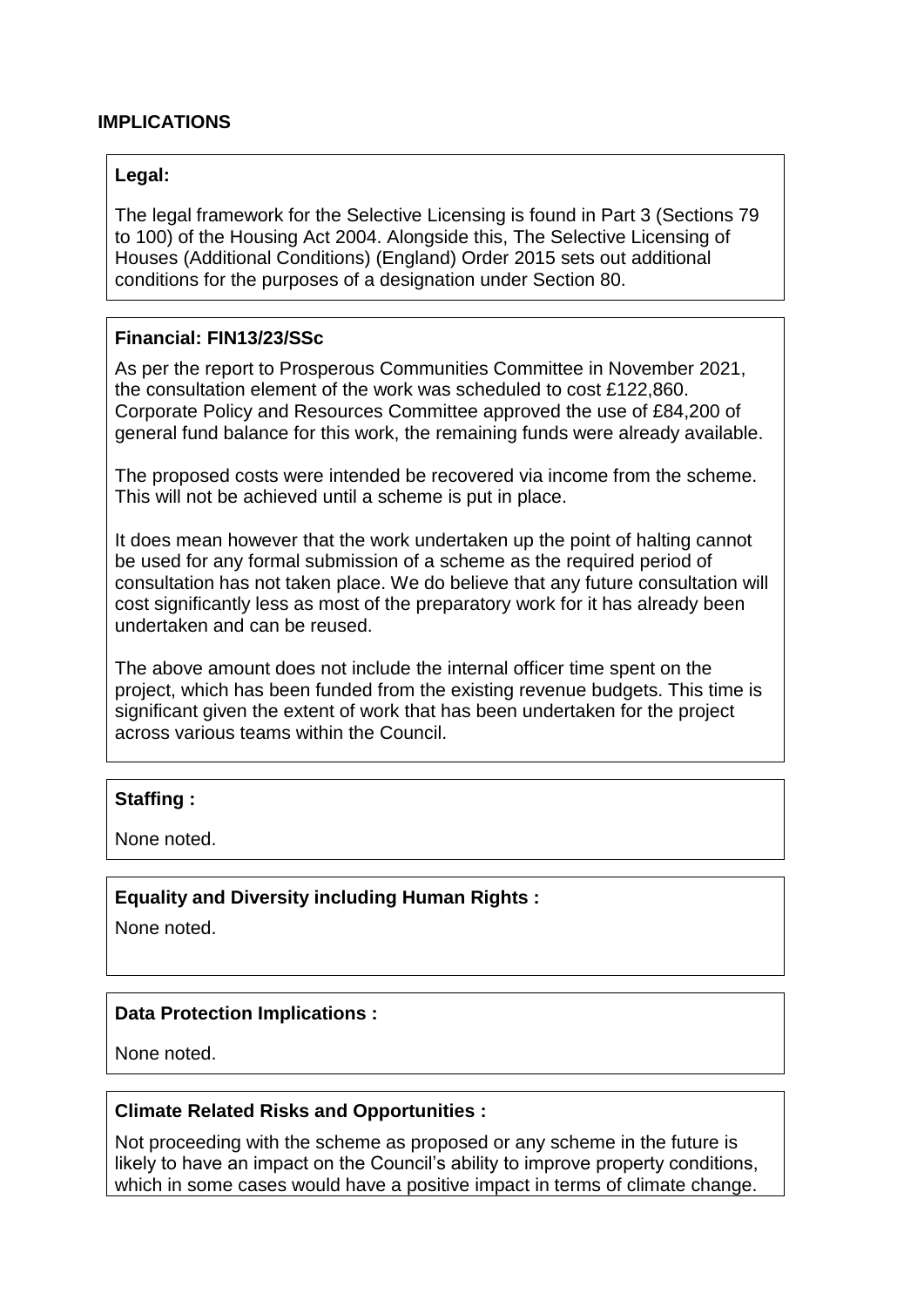## IMPLICATIONS

**Legal:**

The legal framework for the Selective Licensing is found in Part 3 (Sections 79 to 100) of the Housing Act 2004. Alongside this, The Selective Licensing of Houses (Additional Conditions) (England) Order 2015 sets out additional conditions for the purposes of a designation under Section 80.

**Financial: FIN13/23/SSc**

As per the report to Prosperous Communities Committee in November 2021, the consultation element of the work was scheduled to cost £122,860. Corporate Policy and Resources Committee approved the use of £84,200 of general fund balance for this work, the remaining funds were already available.

The proposed costs were intended be recovered via income from the scheme. This will not be achieved until a scheme is put in place.

It does mean however that the work undertaken up the point of halting cannot be used for any formal submission of a scheme as the required period of consultation has not taken place. We do believe that any future consultation will cost significantly less as most of the preparatory work for it has already been undertaken and can be reused.

The above amount does not include the internal officer time spent on the project, which has been funded from the existing revenue budgets. This time is significant given the extent of work that has been undertaken for the project across various teams within the Council.

**Staffing :**

None noted.

**Equality and Diversity including Human Rights :**

None noted.

**Data Protection Implications :**

None noted.

**Climate Related Risks and Opportunities :**

Not proceeding with the scheme as proposed or any scheme in the future is likely to have an impact on the Council's ability to improve property conditions, which in some cases would have a positive impact in terms of climate change.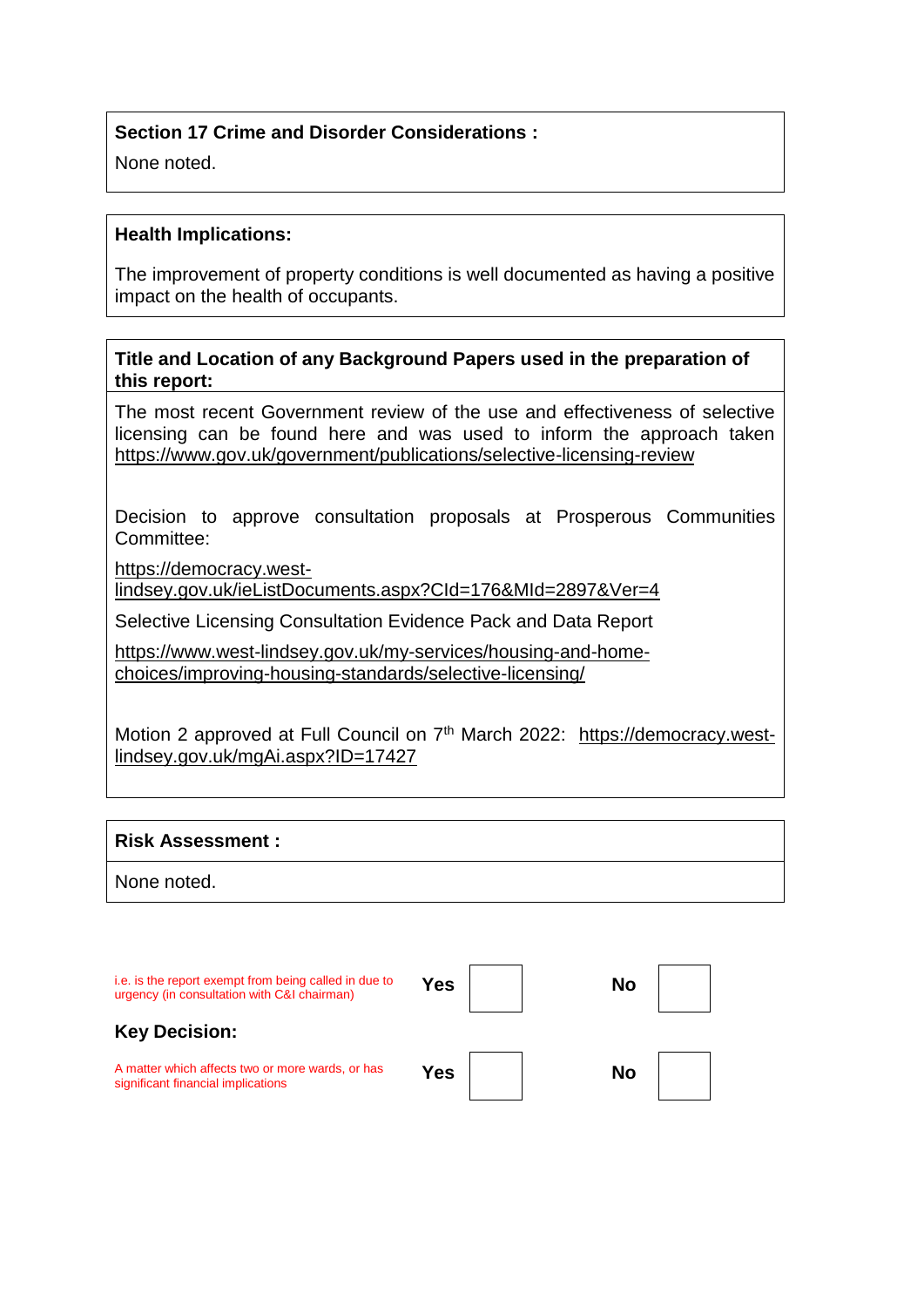**Section 17 Crime and Disorder Considerations :**

None noted.

**Health Implications:**

The improvement of property conditions is well documented as having a positive impact on the health of occupants.

**Title and Location of any Background Papers used in the preparation of this report:**

The most recent Government review of the use and effectiveness of selective licensing can be found here and was used to inform the approach taken https://www.gov.uk/government/publications/selective-licensing-review

Decision to approve consultation proposals at Prosperous Communities Committee:

https://democracy.west-lindsey.gov.uk/ieListDocuments.aspx?CId=176&MId=2897&Ver=4

Selective Licensing Consultation Evidence Pack and Data Report

https://www.west-lindsey.gov.uk/my-services/housing-and-home-choices/improving-housing-standards/selective-licensing/

Motion 2 approved at Full Council on 7th March 2022: https://democracy.west-lindsey.gov.uk/mgAi.aspx?ID=17427

**Risk Assessment :**

None noted.

| | | | | |
|---|---|---|---|---|
| i.e. is the report exempt from being called in due to urgency (in consultation with C&I chairman) | **Yes** | | **No** | |

**Key Decision:**

| | | | | |
|---|---|---|---|---|
| A matter which affects two or more wards, or has significant financial implications | **Yes** | | **No** | |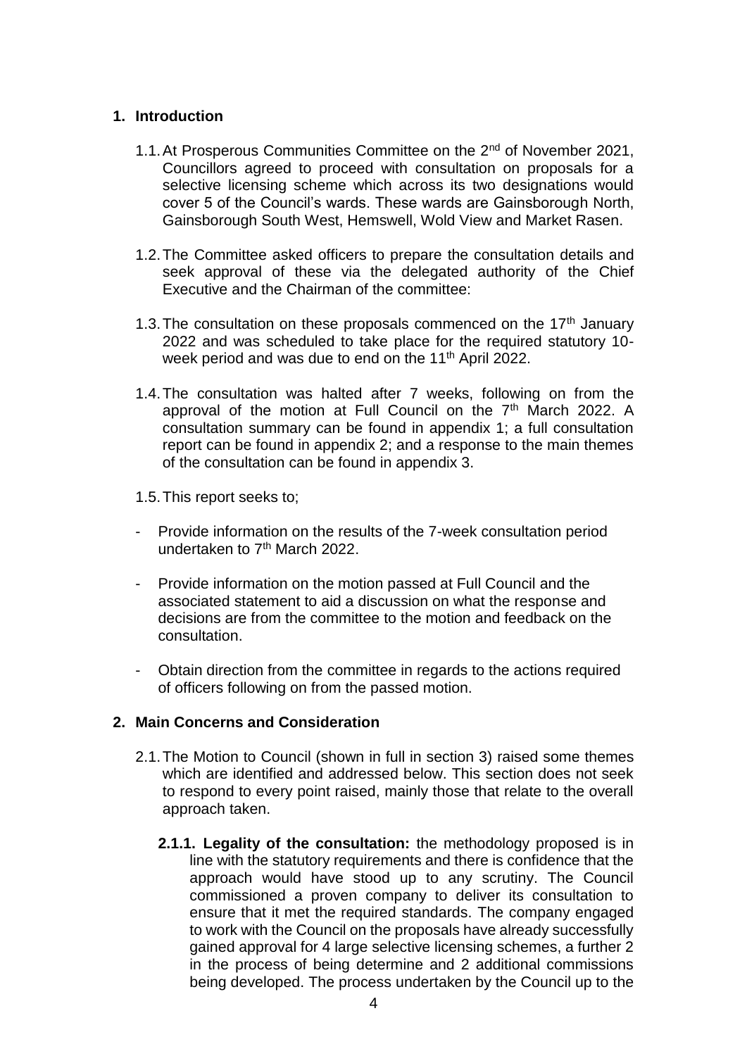## 1. Introduction

1.1. At Prosperous Communities Committee on the 2nd of November 2021, Councillors agreed to proceed with consultation on proposals for a selective licensing scheme which across its two designations would cover 5 of the Council's wards. These wards are Gainsborough North, Gainsborough South West, Hemswell, Wold View and Market Rasen.

1.2. The Committee asked officers to prepare the consultation details and seek approval of these via the delegated authority of the Chief Executive and the Chairman of the committee:

1.3. The consultation on these proposals commenced on the 17th January 2022 and was scheduled to take place for the required statutory 10-week period and was due to end on the 11th April 2022.

1.4. The consultation was halted after 7 weeks, following on from the approval of the motion at Full Council on the 7th March 2022. A consultation summary can be found in appendix 1; a full consultation report can be found in appendix 2; and a response to the main themes of the consultation can be found in appendix 3.

1.5. This report seeks to;

- Provide information on the results of the 7-week consultation period undertaken to 7th March 2022.
- Provide information on the motion passed at Full Council and the associated statement to aid a discussion on what the response and decisions are from the committee to the motion and feedback on the consultation.
- Obtain direction from the committee in regards to the actions required of officers following on from the passed motion.

## 2. Main Concerns and Consideration

2.1. The Motion to Council (shown in full in section 3) raised some themes which are identified and addressed below. This section does not seek to respond to every point raised, mainly those that relate to the overall approach taken.

**2.1.1. Legality of the consultation:** the methodology proposed is in line with the statutory requirements and there is confidence that the approach would have stood up to any scrutiny. The Council commissioned a proven company to deliver its consultation to ensure that it met the required standards. The company engaged to work with the Council on the proposals have already successfully gained approval for 4 large selective licensing schemes, a further 2 in the process of being determine and 2 additional commissions being developed. The process undertaken by the Council up to the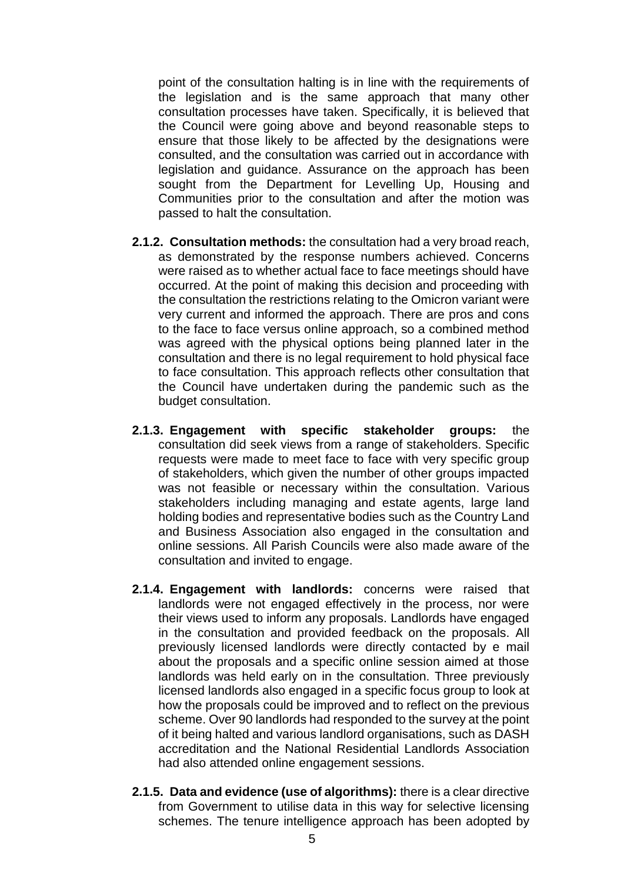point of the consultation halting is in line with the requirements of the legislation and is the same approach that many other consultation processes have taken. Specifically, it is believed that the Council were going above and beyond reasonable steps to ensure that those likely to be affected by the designations were consulted, and the consultation was carried out in accordance with legislation and guidance. Assurance on the approach has been sought from the Department for Levelling Up, Housing and Communities prior to the consultation and after the motion was passed to halt the consultation.

**2.1.2. Consultation methods:** the consultation had a very broad reach, as demonstrated by the response numbers achieved. Concerns were raised as to whether actual face to face meetings should have occurred. At the point of making this decision and proceeding with the consultation the restrictions relating to the Omicron variant were very current and informed the approach. There are pros and cons to the face to face versus online approach, so a combined method was agreed with the physical options being planned later in the consultation and there is no legal requirement to hold physical face to face consultation. This approach reflects other consultation that the Council have undertaken during the pandemic such as the budget consultation.

**2.1.3. Engagement with specific stakeholder groups:** the consultation did seek views from a range of stakeholders. Specific requests were made to meet face to face with very specific group of stakeholders, which given the number of other groups impacted was not feasible or necessary within the consultation. Various stakeholders including managing and estate agents, large land holding bodies and representative bodies such as the Country Land and Business Association also engaged in the consultation and online sessions. All Parish Councils were also made aware of the consultation and invited to engage.

**2.1.4. Engagement with landlords:** concerns were raised that landlords were not engaged effectively in the process, nor were their views used to inform any proposals. Landlords have engaged in the consultation and provided feedback on the proposals. All previously licensed landlords were directly contacted by e mail about the proposals and a specific online session aimed at those landlords was held early on in the consultation. Three previously licensed landlords also engaged in a specific focus group to look at how the proposals could be improved and to reflect on the previous scheme. Over 90 landlords had responded to the survey at the point of it being halted and various landlord organisations, such as DASH accreditation and the National Residential Landlords Association had also attended online engagement sessions.

**2.1.5. Data and evidence (use of algorithms):** there is a clear directive from Government to utilise data in this way for selective licensing schemes. The tenure intelligence approach has been adopted by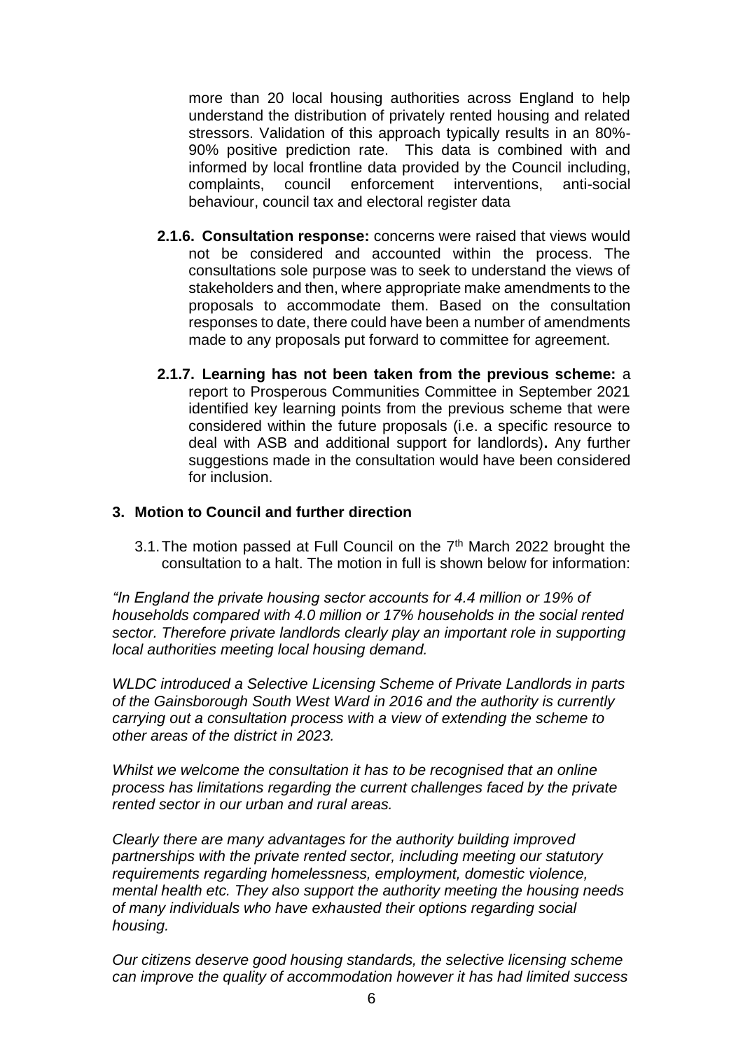more than 20 local housing authorities across England to help understand the distribution of privately rented housing and related stressors. Validation of this approach typically results in an 80%-90% positive prediction rate. This data is combined with and informed by local frontline data provided by the Council including, complaints, council enforcement interventions, anti-social behaviour, council tax and electoral register data

**2.1.6. Consultation response:** concerns were raised that views would not be considered and accounted within the process. The consultations sole purpose was to seek to understand the views of stakeholders and then, where appropriate make amendments to the proposals to accommodate them. Based on the consultation responses to date, there could have been a number of amendments made to any proposals put forward to committee for agreement.

**2.1.7. Learning has not been taken from the previous scheme:** a report to Prosperous Communities Committee in September 2021 identified key learning points from the previous scheme that were considered within the future proposals (i.e. a specific resource to deal with ASB and additional support for landlords)**.** Any further suggestions made in the consultation would have been considered for inclusion.

## 3. Motion to Council and further direction

3.1. The motion passed at Full Council on the 7th March 2022 brought the consultation to a halt. The motion in full is shown below for information:

*"In England the private housing sector accounts for 4.4 million or 19% of households compared with 4.0 million or 17% households in the social rented sector. Therefore private landlords clearly play an important role in supporting local authorities meeting local housing demand.*

*WLDC introduced a Selective Licensing Scheme of Private Landlords in parts of the Gainsborough South West Ward in 2016 and the authority is currently carrying out a consultation process with a view of extending the scheme to other areas of the district in 2023.*

*Whilst we welcome the consultation it has to be recognised that an online process has limitations regarding the current challenges faced by the private rented sector in our urban and rural areas.*

*Clearly there are many advantages for the authority building improved partnerships with the private rented sector, including meeting our statutory requirements regarding homelessness, employment, domestic violence, mental health etc. They also support the authority meeting the housing needs of many individuals who have exhausted their options regarding social housing.*

*Our citizens deserve good housing standards, the selective licensing scheme can improve the quality of accommodation however it has had limited success*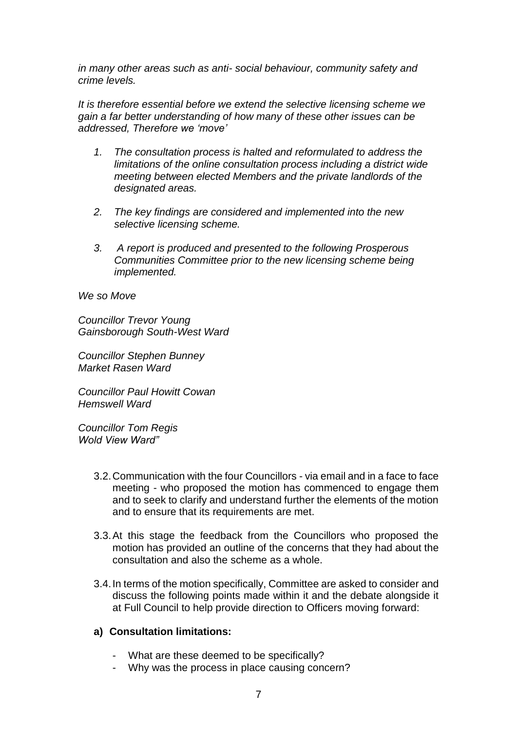*in many other areas such as anti- social behaviour, community safety and crime levels.*

*It is therefore essential before we extend the selective licensing scheme we gain a far better understanding of how many of these other issues can be addressed, Therefore we 'move'*

1. *The consultation process is halted and reformulated to address the limitations of the online consultation process including a district wide meeting between elected Members and the private landlords of the designated areas.*

2. *The key findings are considered and implemented into the new selective licensing scheme.*

3. *A report is produced and presented to the following Prosperous Communities Committee prior to the new licensing scheme being implemented.*

*We so Move*

*Councillor Trevor Young*
*Gainsborough South-West Ward*

*Councillor Stephen Bunney*
*Market Rasen Ward*

*Councillor Paul Howitt Cowan*
*Hemswell Ward*

*Councillor Tom Regis*
*Wold View Ward"*

3.2. Communication with the four Councillors - via email and in a face to face meeting - who proposed the motion has commenced to engage them and to seek to clarify and understand further the elements of the motion and to ensure that its requirements are met.

3.3. At this stage the feedback from the Councillors who proposed the motion has provided an outline of the concerns that they had about the consultation and also the scheme as a whole.

3.4. In terms of the motion specifically, Committee are asked to consider and discuss the following points made within it and the debate alongside it at Full Council to help provide direction to Officers moving forward:

**a) Consultation limitations:**

- What are these deemed to be specifically?
- Why was the process in place causing concern?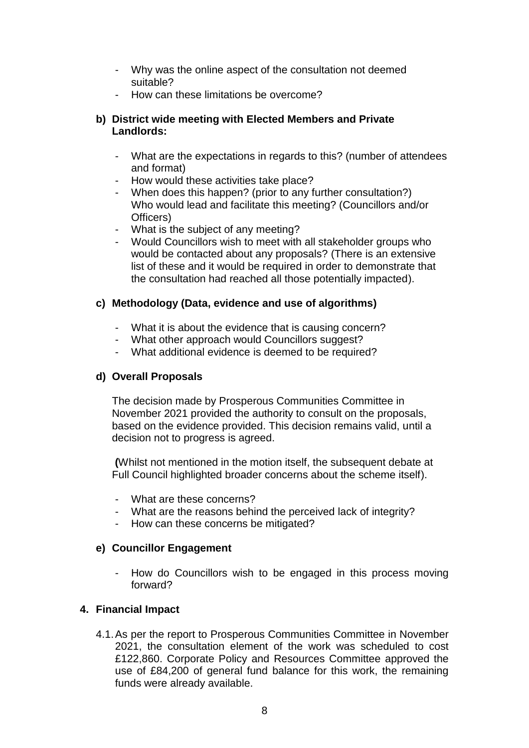- Why was the online aspect of the consultation not deemed suitable?
- How can these limitations be overcome?

**b) District wide meeting with Elected Members and Private Landlords:**

- What are the expectations in regards to this? (number of attendees and format)
- How would these activities take place?
- When does this happen? (prior to any further consultation?) Who would lead and facilitate this meeting? (Councillors and/or Officers)
- What is the subject of any meeting?
- Would Councillors wish to meet with all stakeholder groups who would be contacted about any proposals? (There is an extensive list of these and it would be required in order to demonstrate that the consultation had reached all those potentially impacted).

**c) Methodology (Data, evidence and use of algorithms)**

- What it is about the evidence that is causing concern?
- What other approach would Councillors suggest?
- What additional evidence is deemed to be required?

**d) Overall Proposals**

The decision made by Prosperous Communities Committee in November 2021 provided the authority to consult on the proposals, based on the evidence provided. This decision remains valid, until a decision not to progress is agreed.

**(**Whilst not mentioned in the motion itself, the subsequent debate at Full Council highlighted broader concerns about the scheme itself).

- What are these concerns?
- What are the reasons behind the perceived lack of integrity?
- How can these concerns be mitigated?

**e) Councillor Engagement**

- How do Councillors wish to be engaged in this process moving forward?

**4. Financial Impact**

4.1. As per the report to Prosperous Communities Committee in November 2021, the consultation element of the work was scheduled to cost £122,860. Corporate Policy and Resources Committee approved the use of £84,200 of general fund balance for this work, the remaining funds were already available.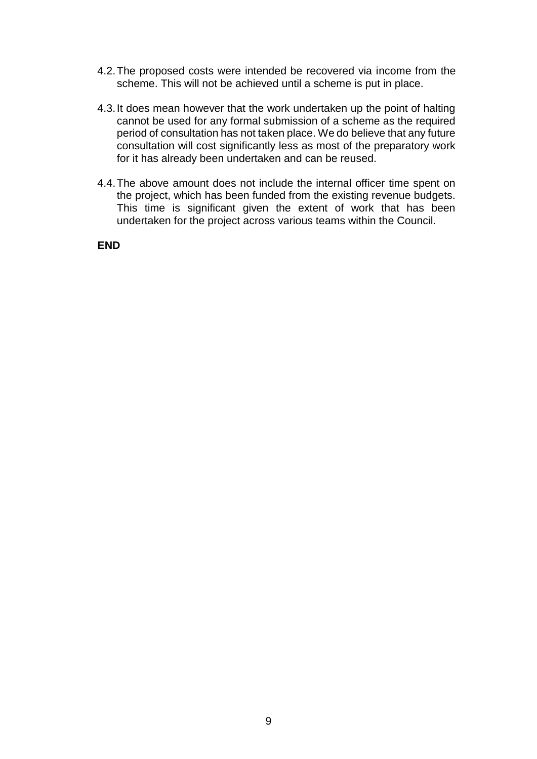4.2. The proposed costs were intended be recovered via income from the scheme. This will not be achieved until a scheme is put in place.

4.3. It does mean however that the work undertaken up the point of halting cannot be used for any formal submission of a scheme as the required period of consultation has not taken place. We do believe that any future consultation will cost significantly less as most of the preparatory work for it has already been undertaken and can be reused.

4.4. The above amount does not include the internal officer time spent on the project, which has been funded from the existing revenue budgets. This time is significant given the extent of work that has been undertaken for the project across various teams within the Council.

**END**